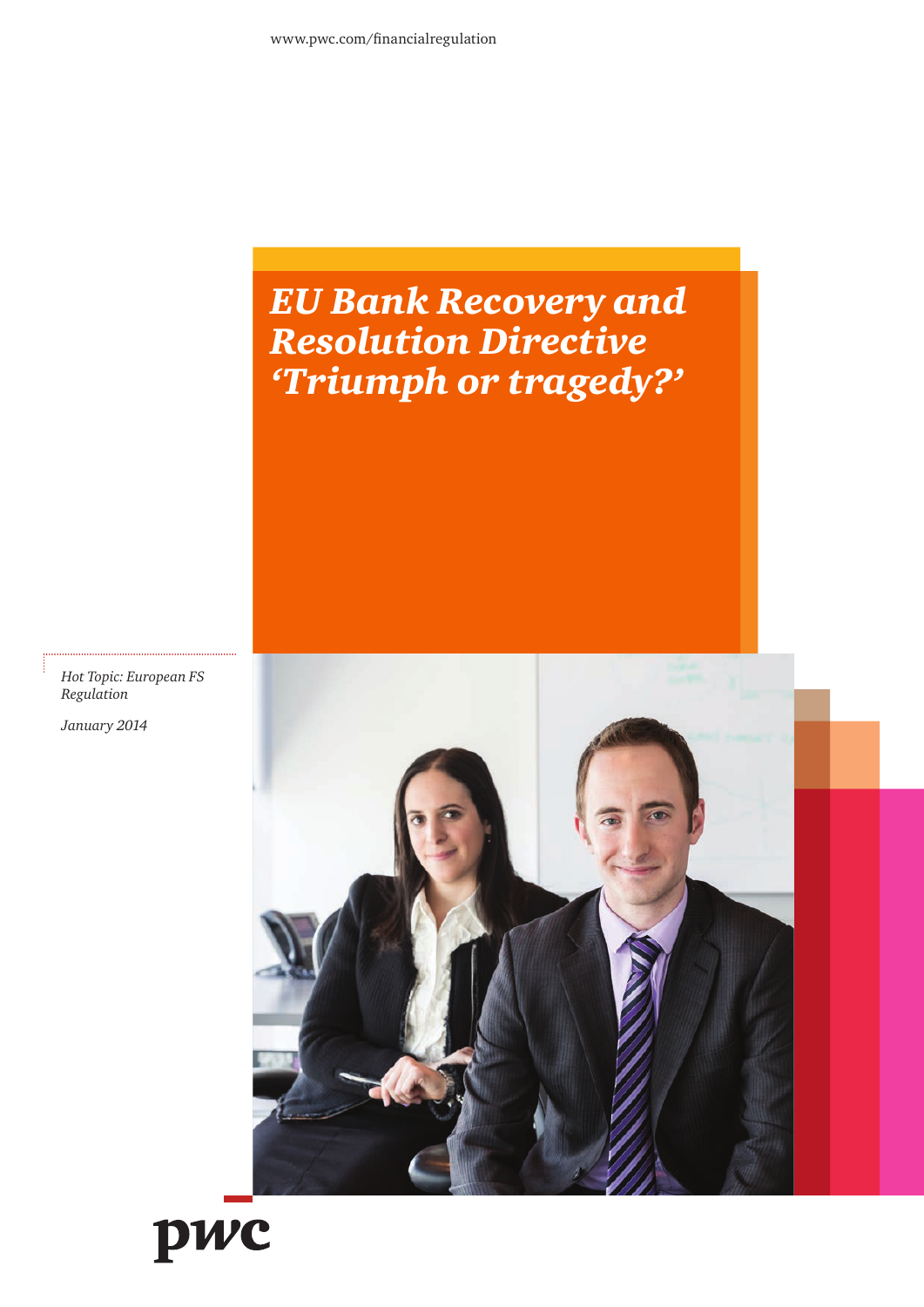www.pwc.com/financialregulation

# *EU Bank Recovery and Resolution Directive 'Triumph or tragedy?'*

*Hot Topic: European FS Regulation*

*January 2014*

pwc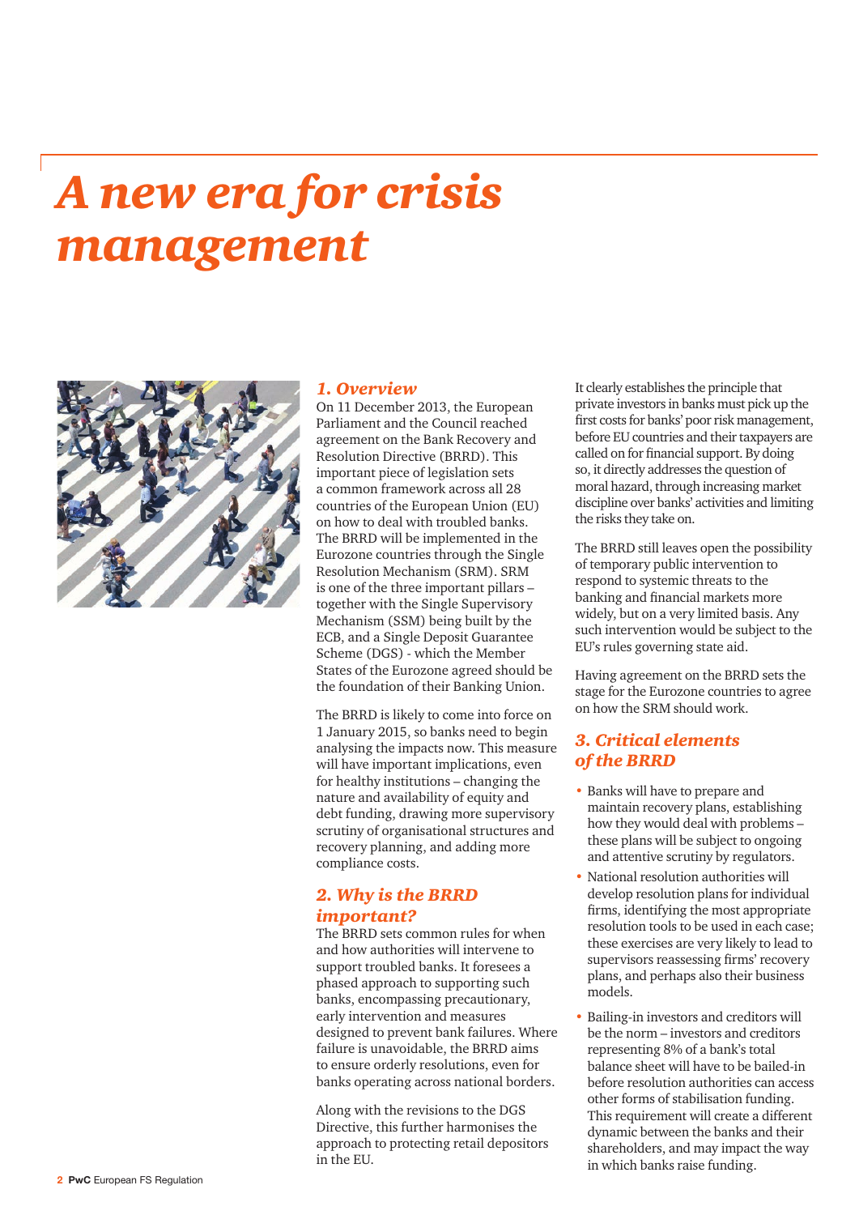# A new era for crisis management

## 1. Overview

On 11 December 2013, the European Parliament and the Council reached agreement on the Bank Recovery and Resolution Directive (BRRD). This important piece of legislation sets a common framework across all 28 countries of the European Union (EU) on how to deal with troubled banks. The BRRD will be implemented in the Eurozone countries through the Single Resolution Mechanism (SRM). SRM is one of the three important pillars – together with the Single Supervisory Mechanism (SSM) being built by the ECB, and a Single Deposit Guarantee Scheme (DGS) - which the Member States of the Eurozone agreed should be the foundation of their Banking Union.

The BRRD is likely to come into force on 1 January 2015, so banks need to begin analysing the impacts now. This measure will have important implications, even for healthy institutions – changing the nature and availability of equity and debt funding, drawing more supervisory scrutiny of organisational structures and recovery planning, and adding more compliance costs.

## 2. Why is the BRRD important?

The BRRD sets common rules for when and how authorities will intervene to support troubled banks. It foresees a phased approach to supporting such banks, encompassing precautionary, early intervention and measures designed to prevent bank failures. Where failure is unavoidable, the BRRD aims to ensure orderly resolutions, even for banks operating across national borders.

Along with the revisions to the DGS Directive, this further harmonises the approach to protecting retail depositors in the EU.

It clearly establishes the principle that private investors in banks must pick up the first costs for banks' poor risk management, before EU countries and their taxpayers are called on for financial support. By doing so, it directly addresses the question of moral hazard, through increasing market discipline over banks' activities and limiting the risks they take on.

The BRRD still leaves open the possibility of temporary public intervention to respond to systemic threats to the banking and financial markets more widely, but on a very limited basis. Any such intervention would be subject to the EU's rules governing state aid.

Having agreement on the BRRD sets the stage for the Eurozone countries to agree on how the SRM should work.

## 3. Critical elements of the BRRD

- Banks will have to prepare and maintain recovery plans, establishing how they would deal with problems – these plans will be subject to ongoing and attentive scrutiny by regulators.
- National resolution authorities will develop resolution plans for individual firms, identifying the most appropriate resolution tools to be used in each case; these exercises are very likely to lead to supervisors reassessing firms' recovery plans, and perhaps also their business models.
- Bailing-in investors and creditors will be the norm – investors and creditors representing 8% of a bank's total balance sheet will have to be bailed-in before resolution authorities can access other forms of stabilisation funding. This requirement will create a different dynamic between the banks and their shareholders, and may impact the way in which banks raise funding.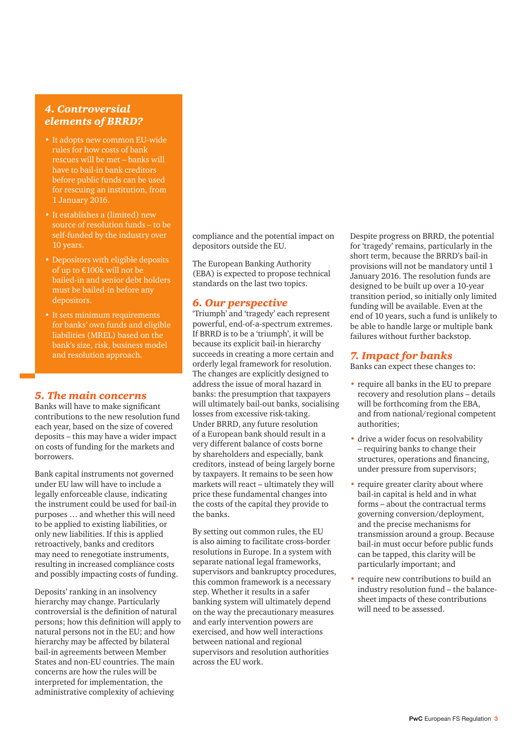## 4. Controversial elements of BRRD?

- It adopts new common EU-wide rules for how costs of bank rescues will be met – banks will have to bail-in bank creditors before public funds can be used for rescuing an institution, from 1 January 2016.
- It establishes a (limited) new source of resolution funds – to be self-funded by the industry over 10 years.
- Depositors with eligible deposits of up to €100k will not be bailed-in and senior debt holders must be bailed-in before any depositors.
- It sets minimum requirements for banks' own funds and eligible liabilities (MREL) based on the bank's size, risk, business model and resolution approach.

## 5. The main concerns

Banks will have to make significant contributions to the new resolution fund each year, based on the size of covered deposits – this may have a wider impact on costs of funding for the markets and borrowers.

Bank capital instruments not governed under EU law will have to include a legally enforceable clause, indicating the instrument could be used for bail-in purposes … and whether this will need to be applied to existing liabilities, or only new liabilities. If this is applied retroactively, banks and creditors may need to renegotiate instruments, resulting in increased compliance costs and possibly impacting costs of funding.

Deposits' ranking in an insolvency hierarchy may change. Particularly controversial is the definition of natural persons; how this definition will apply to natural persons not in the EU; and how hierarchy may be affected by bilateral bail-in agreements between Member States and non-EU countries. The main concerns are how the rules will be interpreted for implementation, the administrative complexity of achieving compliance and the potential impact on depositors outside the EU.

The European Banking Authority (EBA) is expected to propose technical standards on the last two topics.

## 6. Our perspective

'Triumph' and 'tragedy' each represent powerful, end-of-a-spectrum extremes. If BRRD is to be a 'triumph', it will be because its explicit bail-in hierarchy succeeds in creating a more certain and orderly legal framework for resolution. The changes are explicitly designed to address the issue of moral hazard in banks: the presumption that taxpayers will ultimately bail-out banks, socialising losses from excessive risk-taking. Under BRRD, any future resolution of a European bank should result in a very different balance of costs borne by shareholders and especially, bank creditors, instead of being largely borne by taxpayers. It remains to be seen how markets will react – ultimately they will price these fundamental changes into the costs of the capital they provide to the banks.

By setting out common rules, the EU is also aiming to facilitate cross-border resolutions in Europe. In a system with separate national legal frameworks, supervisors and bankruptcy procedures, this common framework is a necessary step. Whether it results in a safer banking system will ultimately depend on the way the precautionary measures and early intervention powers are exercised, and how well interactions between national and regional supervisors and resolution authorities across the EU work.

Despite progress on BRRD, the potential for 'tragedy' remains, particularly in the short term, because the BRRD's bail-in provisions will not be mandatory until 1 January 2016. The resolution funds are designed to be built up over a 10-year transition period, so initially only limited funding will be available. Even at the end of 10 years, such a fund is unlikely to be able to handle large or multiple bank failures without further backstop.

## 7. Impact for banks

Banks can expect these changes to:

- require all banks in the EU to prepare recovery and resolution plans – details will be forthcoming from the EBA, and from national/regional competent authorities;
- drive a wider focus on resolvability – requiring banks to change their structures, operations and financing, under pressure from supervisors;
- require greater clarity about where bail-in capital is held and in what forms – about the contractual terms governing conversion/deployment, and the precise mechanisms for transmission around a group. Because bail-in must occur before public funds can be tapped, this clarity will be particularly important; and
- require new contributions to build an industry resolution fund – the balance-sheet impacts of these contributions will need to be assessed.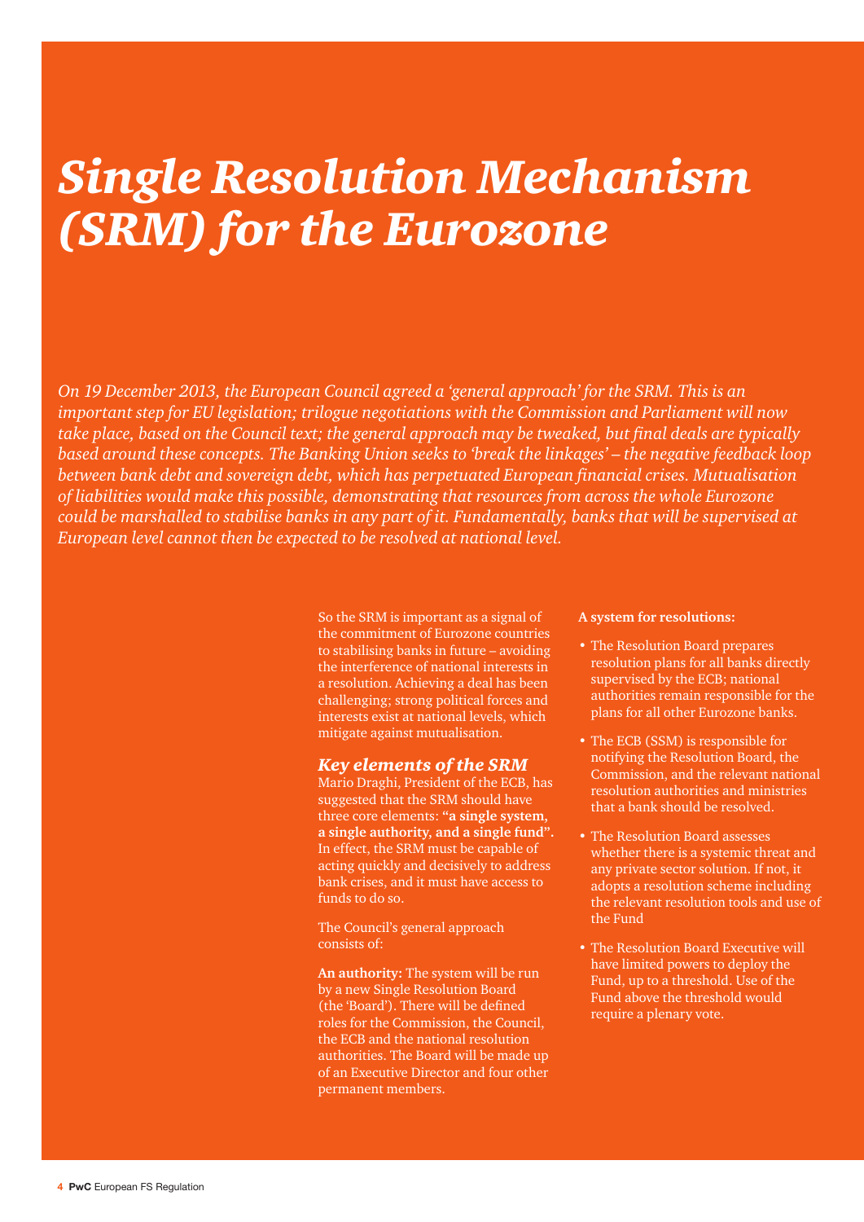# *Single Resolution Mechanism (SRM) for the Eurozone*

*On 19 December 2013, the European Council agreed a 'general approach' for the SRM. This is an important step for EU legislation; trilogue negotiations with the Commission and Parliament will now take place, based on the Council text; the general approach may be tweaked, but final deals are typically based around these concepts. The Banking Union seeks to 'break the linkages' – the negative feedback loop between bank debt and sovereign debt, which has perpetuated European financial crises. Mutualisation of liabilities would make this possible, demonstrating that resources from across the whole Eurozone could be marshalled to stabilise banks in any part of it. Fundamentally, banks that will be supervised at European level cannot then be expected to be resolved at national level.*

So the SRM is important as a signal of the commitment of Eurozone countries to stabilising banks in future – avoiding the interference of national interests in a resolution. Achieving a deal has been challenging; strong political forces and interests exist at national levels, which mitigate against mutualisation.

## *Key elements of the SRM*

Mario Draghi, President of the ECB, has suggested that the SRM should have three core elements: **"a single system, a single authority, and a single fund"**. In effect, the SRM must be capable of acting quickly and decisively to address bank crises, and it must have access to funds to do so.

The Council's general approach consists of:

**An authority:** The system will be run by a new Single Resolution Board (the 'Board'). There will be defined roles for the Commission, the Council, the ECB and the national resolution authorities. The Board will be made up of an Executive Director and four other permanent members.

**A system for resolutions:**

- The Resolution Board prepares resolution plans for all banks directly supervised by the ECB; national authorities remain responsible for the plans for all other Eurozone banks.
- The ECB (SSM) is responsible for notifying the Resolution Board, the Commission, and the relevant national resolution authorities and ministries that a bank should be resolved.
- The Resolution Board assesses whether there is a systemic threat and any private sector solution. If not, it adopts a resolution scheme including the relevant resolution tools and use of the Fund
- The Resolution Board Executive will have limited powers to deploy the Fund, up to a threshold. Use of the Fund above the threshold would require a plenary vote.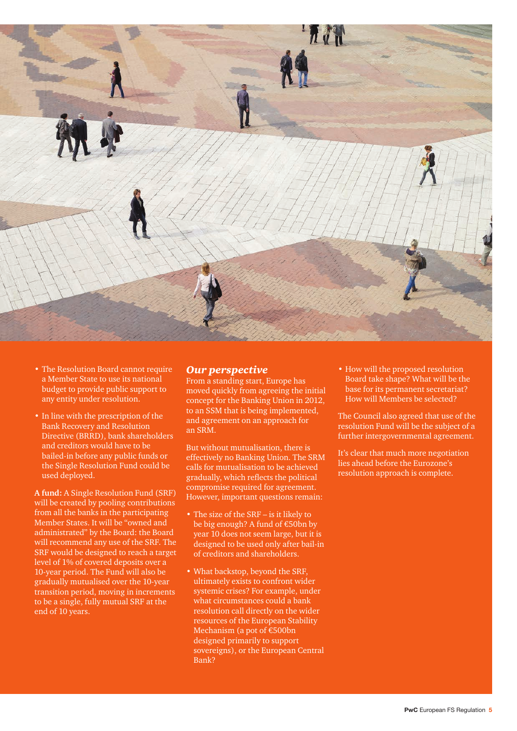- The Resolution Board cannot require a Member State to use its national budget to provide public support to any entity under resolution.
- In line with the prescription of the Bank Recovery and Resolution Directive (BRRD), bank shareholders and creditors would have to be bailed-in before any public funds or the Single Resolution Fund could be used deployed.

**A fund:** A Single Resolution Fund (SRF) will be created by pooling contributions from all the banks in the participating Member States. It will be "owned and administrated" by the Board: the Board will recommend any use of the SRF. The SRF would be designed to reach a target level of 1% of covered deposits over a 10-year period. The Fund will also be gradually mutualised over the 10-year transition period, moving in increments to be a single, fully mutual SRF at the end of 10 years.

## *Our perspective*

From a standing start, Europe has moved quickly from agreeing the initial concept for the Banking Union in 2012, to an SSM that is being implemented, and agreement on an approach for an SRM.

But without mutualisation, there is effectively no Banking Union. The SRM calls for mutualisation to be achieved gradually, which reflects the political compromise required for agreement. However, important questions remain:

- The size of the SRF – is it likely to be big enough? A fund of €50bn by year 10 does not seem large, but it is designed to be used only after bail-in of creditors and shareholders.
- What backstop, beyond the SRF, ultimately exists to confront wider systemic crises? For example, under what circumstances could a bank resolution call directly on the wider resources of the European Stability Mechanism (a pot of €500bn designed primarily to support sovereigns), or the European Central Bank?
- How will the proposed resolution Board take shape? What will be the base for its permanent secretariat? How will Members be selected?

The Council also agreed that use of the resolution Fund will be the subject of a further intergovernmental agreement.

It's clear that much more negotiation lies ahead before the Eurozone's resolution approach is complete.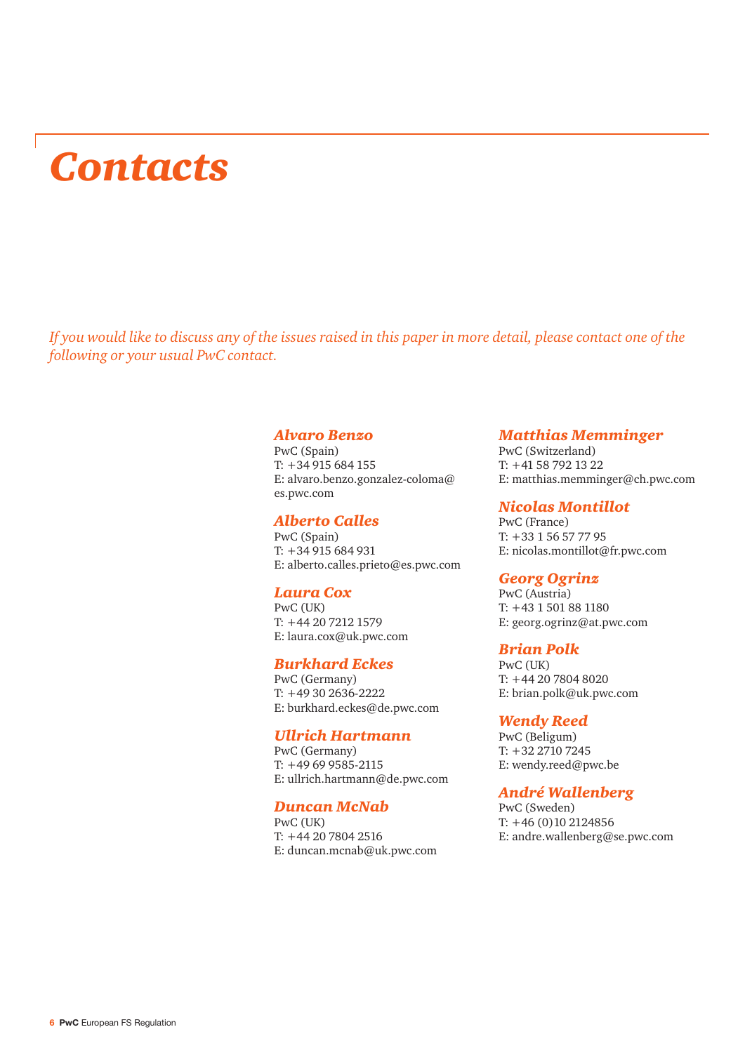# *Contacts*

*If you would like to discuss any of the issues raised in this paper in more detail, please contact one of the following or your usual PwC contact.*

### *Alvaro Benzo*
PwC (Spain)
T: +34 915 684 155
E: alvaro.benzo.gonzalez-coloma@es.pwc.com

### *Alberto Calles*
PwC (Spain)
T: +34 915 684 931
E: alberto.calles.prieto@es.pwc.com

### *Laura Cox*
PwC (UK)
T: +44 20 7212 1579
E: laura.cox@uk.pwc.com

### *Burkhard Eckes*
PwC (Germany)
T: +49 30 2636-2222
E: burkhard.eckes@de.pwc.com

### *Ullrich Hartmann*
PwC (Germany)
T: +49 69 9585-2115
E: ullrich.hartmann@de.pwc.com

### *Duncan McNab*
PwC (UK)
T: +44 20 7804 2516
E: duncan.mcnab@uk.pwc.com

### *Matthias Memminger*
PwC (Switzerland)
T: +41 58 792 13 22
E: matthias.memminger@ch.pwc.com

### *Nicolas Montillot*
PwC (France)
T: +33 1 56 57 77 95
E: nicolas.montillot@fr.pwc.com

### *Georg Ogrinz*
PwC (Austria)
T: +43 1 501 88 1180
E: georg.ogrinz@at.pwc.com

### *Brian Polk*
PwC (UK)
T: +44 20 7804 8020
E: brian.polk@uk.pwc.com

### *Wendy Reed*
PwC (Beligum)
T: +32 2710 7245
E: wendy.reed@pwc.be

### *André Wallenberg*
PwC (Sweden)
T: +46 (0)10 2124856
E: andre.wallenberg@se.pwc.com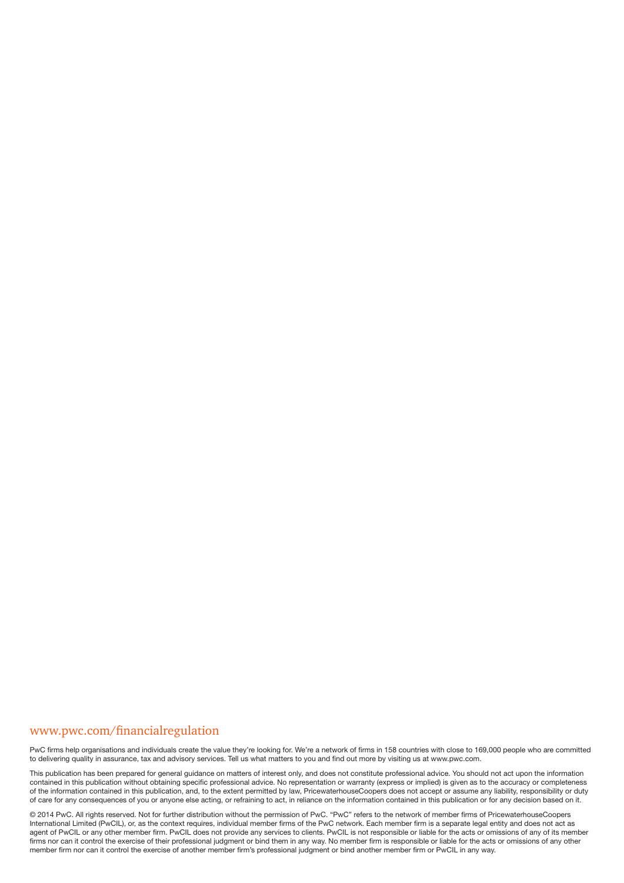www.pwc.com/financialregulation

PwC firms help organisations and individuals create the value they're looking for. We're a network of firms in 158 countries with close to 169,000 people who are committed to delivering quality in assurance, tax and advisory services. Tell us what matters to you and find out more by visiting us at www.pwc.com.

This publication has been prepared for general guidance on matters of interest only, and does not constitute professional advice. You should not act upon the information contained in this publication without obtaining specific professional advice. No representation or warranty (express or implied) is given as to the accuracy or completeness of the information contained in this publication, and, to the extent permitted by law, PricewaterhouseCoopers does not accept or assume any liability, responsibility or duty of care for any consequences of you or anyone else acting, or refraining to act, in reliance on the information contained in this publication or for any decision based on it.

© 2014 PwC. All rights reserved. Not for further distribution without the permission of PwC. "PwC" refers to the network of member firms of PricewaterhouseCoopers International Limited (PwCIL), or, as the context requires, individual member firms of the PwC network. Each member firm is a separate legal entity and does not act as agent of PwCIL or any other member firm. PwCIL does not provide any services to clients. PwCIL is not responsible or liable for the acts or omissions of any of its member firms nor can it control the exercise of their professional judgment or bind them in any way. No member firm is responsible or liable for the acts or omissions of any other member firm nor can it control the exercise of another member firm's professional judgment or bind another member firm or PwCIL in any way.